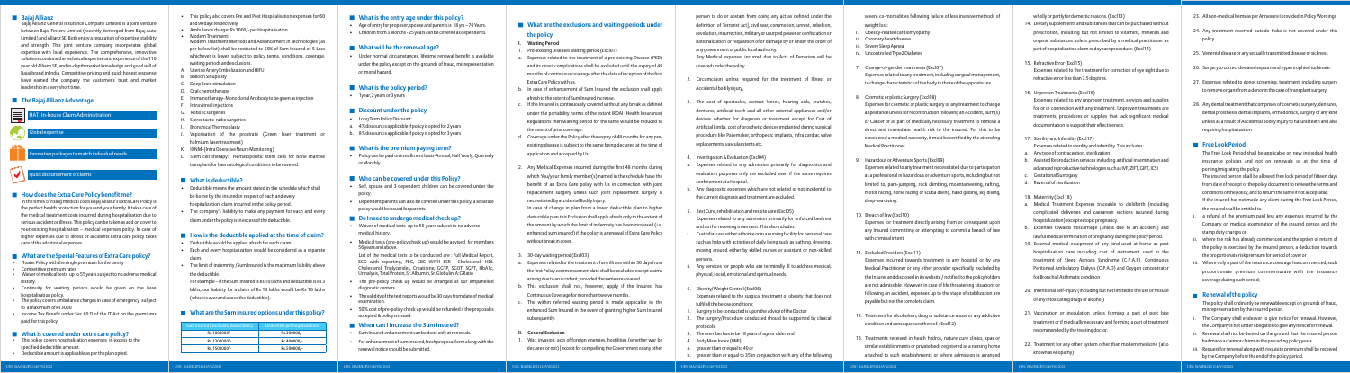## Bajaj Allianz

Bajaj Allianz General Insurance Company Limited is a joint venture between Bajaj Finserv Limited (recently demerged from Bajaj Auto Limited) and Allianz SE. Both enjoy a reputation of expertise, stability and strength. This joint venture company incorporates global expertise with local experience. The comprehensive, innovative solutions combine the technical expertise and experience of the 110 year old Allianz SE, and in-depth market knowledge and goodwill of Bajaj brand in India. Competitive pricing and quick honest response have earned the company the customer's trust and market leadership in a very short time.

## The Bajaj Allianz Advantage

- HAT- In-house Claim Administration
- Global expertise
- Innovative packages to match individual needs
- Quick disbursement of claims

## How does the Extra Care Policy benefit me?

In the times of rising medical costs Bajaj Allianz's Extra Care Policy is the perfect health protection for you and your family. It takes care of the medical treatment costs incurred during hospitalization due to serious accident or illness. This policy can be taken as add on cover to your existing hospitalization – medical expenses policy. In case of higher expenses due to illness or accidents Extra care policy takes care of the additional expenses.

## What are the Special Features of Extra Care policy?

- Faster Policy with no preparation for the family
- Competitive premium rates
- Waiver of medical tests up to 55 years subject to no adverse medical history.
- Continuity for waiting periods would be given on the base hospitalisation policy.
- The policy covers ambulance charges in case of emergency subject to a maximum of Rs 3000
- Income Tax Benefit under Sec 80 D of the IT Act on the premiums paid for this policy.

## What is covered under extra care policy?

- This policy covers hospitalisation expenses in excess to the specified deductible amount.
- Deductible amount is applicable as per the plan opted.
- This policy also covers Pre and Post Hospitalisation expenses for 60 and 90 days respectively.
- Ambulance charges Rs 3000/- per Hospitalisation.
- Modern Treatment:
  Modern Treatment Methods and Advancement in Technologies (as per below list) shall be restricted to 50% of Sum Insured or 5 lacs whichever is lower, subject to policy terms, conditions, coverage, waiting periods and exclusions.
  - A. Uterine Artery Embolization and HIFU
  - B. Balloon Sinuplasty
  - C. Deep Brain stimulation
  - D. Oral chemotherapy
  - E. Immunotherapy- Monoclonal Antibody to be given as injection
  - F. Intra vitreal injections
  - G. Robotic surgeries
  - H. Stereotactic radio surgeries
  - I. Bronchical Thermoplasty
  - J. Vaporisation of the prostrate (Green laser treatment or holmium laser treatment)
  - K. IONM - (Intra Operative Neuro Monitoring)
  - L. Stem cell therapy: Hematopoietic stem cells for bone marrow transplant for haematological conditions to be covered.

## What is deductible?

- Deductible means the amount stated in the schedule which shall be borne by the insured in respect of each and every hospitalization claim incurred in the policy period.
- The company's liability to make any payment for each and every claim under the policy is in excess of the deductible.

## How is the deductible applied at the time of claim?

- Deductible would be applied afresh for each claim.
- Each and every hospitalization would be considered as a separate claim.
- The limit of indemnity (Sum Insured is the maximum liability above the deductible.
  For example – If the Sum Insured is Rs 10 lakhs and deductible is Rs 3 lakhs, our liability for a claim of Rs 13 lakhs would be Rs 10 lakhs (which is over and above the deductible).

## What are the Sum Insured options under this policy?

| Sum Insured (excluding deductible) | Deductible per hospitalization |
|---|---|
| Rs. 1000000/- | Rs. 300000/- |
| Rs. 1200000/- | Rs. 400000/- |
| Rs. 1500000/- | Rs. 500000/- |

## What is the entry age under this policy?

- Age of entry for proposer, spouse and parents is 18 yrs – 70 Years.
- Children from 3 Months - 25 years can be covered as dependents.

## What will be the renewal age?

- Under normal circumstances, lifetime renewal benefit is available under the policy except on the grounds of fraud, misrepresentation or moral hazard.

## What is the policy period?

- 1year, 2 years or 3 years

## Discount under the policy

- Long Term Policy Discount:
- a. 4% discount is applicable if policy is opted for 2 years
- b. 8% discount is applicable if policy is opted for 3 years

## What is the premium paying term?

- Policy can be paid on installment basis-Annual, Half Yearly, Quarterly or Monthly

## Who can be covered under this Policy?

- Self, spouse and 3 dependent children can be covered under the policy.
- Dependent parents can also be covered under this policy, a separate policy would be issued for parents.

## Do I need to undergo medical check up?

- Waiver of medical tests up to 55 years subject to no adverse medical history.
- Medical tests (pre-policy check up) would be advised for members 56 years and above.
  List of the medical tests to be conducted are : Full Medical Report, ECG with reporting, FBS, CBC WITH ESR , Cholesterol, HDL Cholesterol, Triglycerides; Creatinine, GGTP, SGOT, SGPT, HbA1c, Bilirubin, Total Protein, Sr. Albumin, Sr. Globulin, A.G Ratio
- The pre-policy check up would be arranged at our empanelled diagnostic centers.
- The validity of the test reports would be 30 days from date of medical examination.
- 50% cost of pre-policy check up would be refunded if the proposal is accepted & policy is issued.

## When can I Increase the Sum Insured?

- Sum Insured enhancement can be done only at renewals.
- For enhancement of sum insured, fresh proposal form along with the renewal notice should be submitted.

## What are the exclusions and waiting periods under the policy

### I. Waiting Period

1. Pre-existing Diseases waiting period (Excl01)
   - a. Expenses related to the treatment of a pre-existing Disease (PED) and its direct complications shall be excluded until the expiry of 48 months of continuous coverage after the date of inception of the first Extra Care Policy with us.
   - b. In case of enhancement of Sum Insured the exclusion shall apply afresh to the extent of Sum Insured increase.
   - c. If the Insured is continuously covered without any break as defined under the portability norms of the extant IRDAI (Health Insurance) Regulations then waiting period for the same would be reduced to the extent of prior coverage.
   - d. Coverage under the Policy after the expiry of 48 months for any pre-existing disease is subject to the same being declared at the time of application and accepted by Us.
2. Any Medical Expenses incurred during the first 48 months during which You/your family member(s) named in the schedule have the benefit of an Extra Care policy with Us in connection with joint replacement surgery unless such joint replacement surgery is necessitated by accidental Bodily Injury.
   In case of change in plan from a lower deductible plan to higher deductible plan then Exclusion shall apply afresh only to the extent of the amount by which the limit of indemnity has been increased (i.e. enhanced sum insured) if the policy is a renewal of Extra Care Policy without break in cover.
3. 30-day waiting period (Excl03)
   - a. Expenses related to the treatment of any illness within 30 days from the first Policy commencement date shall be excluded except claims arising due to an accident, provided the same are covered.
   - b. This exclusion shall not, however, apply if the Insured has Continuous Coverage for more than twelve months.
   - c. The within referred waiting period is made applicable to the enhanced Sum Insured in the event of granting higher Sum Insured subsequently.

### II. General Exclusion

1. War, invasion, acts of foreign enemies, hostilities (whether war be declared or not) [except for compelling the Government or any other person to do or abstain from doing any act as defined under the definition of Terrorist act], civil war, commotion, unrest, rebellion, revolution, insurrection, military or usurped power or confiscation or nationalization or requisition of or damage by or under the order of any government or public local authority.
   Any Medical expenses incurred due to Acts of Terrorism will be covered under the policy.
2. Circumcision unless required for the treatment of Illness or Accidental bodily injury,
3. The cost of spectacles, contact lenses, hearing aids, crutches, dentures, artificial teeth and all other external appliances and/or devices whether for diagnosis or treatment except for Cost of Artificial Limbs, cost of prosthetic devices implanted during surgical procedure like Pacemaker, orthopedic implants, infra cardiac valve replacements, vascular stents etc.
4. Investigation & Evaluation (Excl04)
   - a. Expenses related to any admission primarily for diagnostics and evaluation purposes only are excluded even if the same requires confinement at a Hospital.
   - b. Any diagnostic expenses which are not related or not incidental to the current diagnosis and treatment are excluded.
5. Rest Cure, rehabilitation and respite care (Excl05)
   Expenses related to any admission primarily for enforced bed rest and not for receiving treatment. This also includes:
   - i. Custodial care either at home or in a nursing facility for personal care such as help with activities of daily living such as bathing, dressing, moving around either by skilled nurses or assistant or non-skilled persons.
   - ii. Any services for people who are terminally ill to address medical, physical, social, emotional and spiritual needs.
6. Obesity/ Weight Control (Excl06)
   Expenses related to the surgical treatment of obesity that does not fulfil all the below conditions:
   1. Surgery to be conducted is upon the advice of the Doctor
   2. The surgery/Procedure conducted should be supported by clinical protocols
   3. The member has to be 18 years of age or older and
   4. Body Mass Index (BMI);
      - a. greater than or equal to 40 or
      - b. greater than or equal to 35 in conjunction with any of the following severe co-morbidities following failure of less invasive methods of weight loss:
        - i. Obesity-related cardiomyopathy
        - ii. Coronary heart disease
        - iii. Severe Sleep Apnea
        - iv. Uncontrolled Type2 Diabetes
7. Change-of-gender treatments (Excl07)
   Expenses related to any treatment, including surgical management, to change characteristics of the body to those of the opposite sex.
8. Cosmetic or plastic Surgery (Excl08)
   Expenses for cosmetic or plastic surgery or any treatment to change appearance unless for reconstruction following an Accident, Burn(s) or Cancer or as part of medically necessary treatment to remove a direct and immediate health risk to the insured. For this to be considered a medical necessity, it must be certified by the attending Medical Practitioner.
9. Hazardous or Adventure Sports (Excl09)
   Expenses related to any treatment necessitated due to participation as a professional in hazardous or adventure sports, including but not limited to, para-jumping, rock climbing, mountaineering, rafting, motor racing, horse racing or scuba diving, hand gliding, sky diving, deep-sea diving.
10. Breach of law (Excl10)
    Expenses for treatment directly arising from or consequent upon any Insured committing or attempting to commit a breach of law with criminal intent.
11. Excluded Providers (Excl11)
    Expenses incurred towards treatment in any hospital or by any Medical Practitioner or any other provider specifically excluded by the Insurer and disclosed in its website / notified to the policyholders are not admissible. However, in case of life threatening situations or following an accident, expenses up to the stage of stabilization are payable but not the complete claim.
12. Treatment for Alcoholism, drug or substance abuse or any addictive condition and consequences thereof. (Excl12)
13. Treatments received in heath hydros, nature cure clinics, spas or similar establishments or private beds registered as a nursing home attached to such establishments or where admission is arranged wholly or partly for domestic reasons. (Excl13)
14. Dietary supplements and substances that can be purchased without prescription, including but not limited to Vitamins, minerals and organic substances unless prescribed by a medical practitioner as part of hospitalization claim or day care procedure. (Excl14)
15. Refractive Error (Excl15)
    Expenses related to the treatment for correction of eye sight due to refractive error less than 7.5 dioptres.
16. Unproven Treatments (Excl16)
    Expenses related to any unproven treatment, services and supplies for or in connection with any treatment. Unproven treatments are treatments, procedures or supplies that lack significant medical documentation to support their effectiveness.
17. Sterility and Infertility (Excl17)
    Expenses related to sterility and infertility. This includes:
    - a. Any type of contraception, sterilization
    - b. Assisted Reproduction services including artificial insemination and advanced reproductive technologies such as IVF, ZIFT, GIFT, ICSI
    - c. Gestational Surrogacy
    - d. Reversal of sterilization
18. Maternity (Excl 18)
    - a. Medical Treatment Expenses traceable to childbirth (including complicated deliveries and caesarean sections incurred during hospitalization) except ectopic pregnancy.
    - b. Expenses towards miscarriage (unless due to an accident) and lawful medical termination of pregnancy during the policy period.
19. External medical equipment of any kind used at home as post hospitalization care including cost of instrument used in the treatment of Sleep Apnoea Syndrome (C.P.A.P), Continuous Peritoneal Ambulatory Dialysis (C.P.A.D) and Oxygen concentrator for Bronchial Asthmatic condition
20. Intentional self-injury (including but not limited to the use or misuse of any intoxicating drugs or alcohol)
21. Vaccination or inoculation unless forming a part of post bite treatment or if medically necessary and forming a part of treatment recommended by the treating doctor.
22. Treatment for any other system other than modern medicine (also known as Allopathy).
23. All non-medical Items as per Annexure I provided in Policy Wordings
24. Any treatment received outside India is not covered under this policy.
25. Venereal disease or any sexually transmitted disease or sickness.
26. Surgery to correct deviated septum and hypertrophied turbinate.
27. Expenses related to donor screening, treatment, including surgery to remove organs from a donor in the case of transplant surgery.
28. Any dental treatment that comprises of cosmetic surgery, dentures, dental prosthesis, dental implants, orthodontics, surgery of any kind unless as a result of Accidental Bodily Injury to natural teeth and also requiring hospitalization.

## Free Look Period

The Free Look Period shall be applicable on new individual health insurance policies and not on renewals or at the time of porting/migrating the policy.

The insured person shall be allowed free look period of fifteen days from date of receipt of the policy document to review the terms and conditions of the policy, and to return the same if not acceptable.

If the insured has not made any claim during the Free Look Period, the insured shall be entitled to

- i. a refund of the premium paid less any expenses incurred by the Company on medical examination of the insured person and the stamp duty charges or
- ii. where the risk has already commenced and the option of return of the policy is exercised by the insured person, a deduction towards the proportionate risk premium for period of cover or
- iii. Where only a part of the insurance coverage has commenced, such proportionate premium commensurate with the insurance coverage during such period;

## Renewal of the policy

The policy shall ordinarily be renewable except on grounds of fraud, misrepresentation by the insured person.

- i. The Company shall endeavor to give notice for renewal. However, the Company is not under obligation to give any notice for renewal.
- ii. Renewal shall not be denied on the ground that the insured person had made a claim or claims in the preceding policy years.
- iii. Request for renewal along with requisite premium shall be received by the Company before the end of the policy period.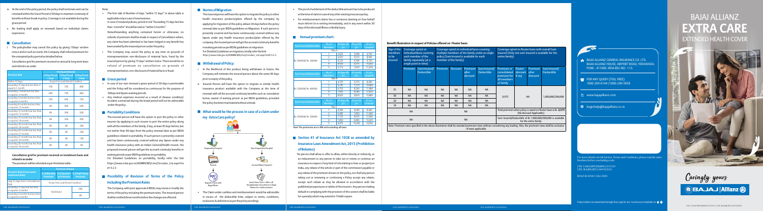iv. At the end of the policy period, the policy shall terminate and can be renewed within the Grace Period of 30 days to maintain continuity of benefits without break in policy. Coverage is not available during the grace period.

v. No loading shall apply on renewals based on individual claims experience.

## Cancellation

i. The policyholder may cancel this policy by giving 15days' written notice and in such an event, the Company shall refund premium for the unexpired policy period as detailed below.

Cancellation grid for premium received on annual & long term basis and refund is as under

| Period in Risk | Premium Refund | | |
|---|---|---|---|
| | Policy Period 1 Year | Policy Period 2 Year | Policy Period 3 Year |
| Within 15 Days | As per Free Look Period Condition | | |
| Exceeding 15 days but less than or equal to 1 month | 75% | 75% | 80% |
| Exceeding 1 month but less than or equal to 3 months | 50% | 75% | 80% |
| Exceeding 3 months but less than or equal to 6 months | 25% | 65% | 75% |
| Exceeding 6 months but less than or equal to 12 months | 0% | 45% | 60% |
| Exceeding 12 months but less than or equal to 15 months | 0% | 30% | 50% |
| Exceeding 15 months but less than or equal to 18 months | 0% | 20% | 40% |
| Exceeding 18 months but less than or equal to 24 months | 0% | 0% | 30% |
| Exceeding 24 months but less than or equal to 27 months | 0% | 0% | 20% |
| Exceeding 27 months but less than or equal to 30 months | 0% | 0% | 15% |
| Exceeding 30 months but less than or equal to 36 months | 0% | 0% | 0% |

**Cancellation grid for premium received on instalment basis and refund is as under**

The premium will be refunded as per the below table:

| Period in Risk (From Latest Instalment date) | Premium Refund | | |
|---|---|---|---|
| | % of Monthly Premium | % of Quarterly Premium | % of Half Yearly Premium |
| Upto 15 days from 1st instalment date | As per Free Look Period Condition | | |
| Exceeding 15 days but less than or equal to 3 months | No Refund | | 30% |
| Exceeding 3 months but less than or equal to 6 months | | | 0% |

Note:

- The first slab of Number of days "within 15 days" in above table is applicable only in case of new business.
  In case of renewal policies, period is risk "Exceeding 15 days but less than 3 months" should be read as "within 3 months".
  Notwithstanding anything contained herein or otherwise, no refunds of premium shall be made in respect of Cancellation where, any claim has been admitted or has been lodged or any benefit has been availed by the insured person under the policy.

ii. The Company may cancel the policy at any time on grounds of misrepresentation non-disclosure of material facts, fraud by the insured person by giving 15 days' written notice. There would be no refund of premium on cancellation on grounds of misrepresentation, non-disclosure of material facts or fraud.

## Grace period

- In case of our own renewal a grace period of 30 days is permissible and the Policy will be considered as continuous for the purpose of 30days and 4years waiting periods.
- Any medical expenses incurred as a result of disease condition/ Accident contracted during the break period will not be admissible under the policy.

## Portability Conditions

The insured person will have the option to port the policy to other insurers by applying to such insurer to port the entire policy along with all the members of the family, if any, at least 45 days before, but not earlier than 60 days from the policy renewal date as per IRDAI guidelines related to portability. If such person is presently covered and has been continuously covered without any lapses under any health insurance policy with an Indian General/Health insurer, the proposed insured person will get the accrued continuity benefits in waiting periods as per IRDAI guidelines on portability.
For Detailed Guidelines on portability, kindly refer the link https://www.irdai.gov.in/ADMINCMS/cms/Circulars_List.aspx?mid=3.2.3

## Possibility of Revision of Terms of the Policy Including the Premium Rates

The Company, with prior approval of IRDAI, may revise or modify the terms of the policy including the premium rates. The insured person shall be notified three months before the changes are effected.

## Norms of Migration

The insured person will have the option to migrate the policy to other health insurance products/plans offered by the company by applying for migration of the policy atleast 30 days before the policy renewal date as per IRDAI guidelines on Migration. If such person is presently covered and has been continuously covered without any lapses under any health insurance product/plan offered by the company, the insured person will get the accrued continuity benefits in waiting periods as per IRDAI guidelines on migration.
For Detailed Guidelines on migration, kindly refer the link
https://www.irdai.gov.in/ADMINCMS/cms/Circulars_List.aspx?mid=3.2.3

## Withdrawal of Policy:

i. In the likelihood of this product being withdrawn in future, the Company will intimate the insured person about the same 90 days prior to expiry of the policy.

ii. Insured Person will have the option to migrate to similar health insurance product available with the Company at the time of renewal with all the accrued continuity benefits such as cumulative bonus, waiver of waiting period. as per IRDAI guidelines, provided the policy has been maintained without a break.

## What would be the process in case of a claim under my Extra Care policy?

Insured
Empanelled Hospital
Non-Empanelled Hospital
Present
Insured Makes Payment
Register Claim with Bajaj Allianz
Send Claim Form + Bills + all hospitalization documents to Bajaj Allianz for reimbursement

- The Claim under cashless and reimbursement would be admissible in excess of the deductible limit, subject to terms, conditions, exclusions & definitions as per the policy wordings.
- The proof of settlement of the deductible amount has to be produced at the time of claim in case of any other existing insurance policy.
- For reimbursement claims You or someone claiming on Your behalf must inform Us in writing immediately, and in any event within 30 days of the aforesaid Illness or Bodily Injury.

## Annual premium chart:

| Sum Insured/Deductible | No of Members | 30 days - 40 yrs | 41 yrs - 60 yrs | 61 yrs onwards |
|---|---|---|---|---|
| | Plan A | | | |
| Rs. 1000000/ Rs. 300000 | 1 | 2,525 | 3,940 | 6,105 |
| | 2 | 3,675 | 5,575 | 8,335 |
| | 3 | 4,225 | 6,340 | 9,720 |
| | 4 | 4,665 | 6,975 | 10,690 |
| | 5 | 5,115 | 7,670 | 11,670 |
| Sum Insured/Deductible | No of Members | 30 days - 40 yrs | 41 yrs - 60 yrs | 61 yrs onwards |
| | Plan B | | | |
| Rs. 1200000/ Rs. 400000 | 1 | 4,125 | 5,275 | 8,285 |
| | 2 | 6,165 | 7,570 | 10,880 |
| | 3 | 6,755 | 8,280 | 11,880 |
| | 4 | 7,365 | 9,080 | 12,870 |
| | 5 | 8,025 | 9,870 | 13,860 |
| Sum Insured/Deductible | No of Members | 30 days - 40 yrs | 41 yrs - 60 yrs | 61 yrs onwards |
| | Plan C | | | |
| Rs. 1500000/ Rs. 500000 | 1 | 4,900 | 6,090 | 8,560 |
| | 2 | 6,485 | 7,850 | 11,300 |
| | 3 | 7,145 | 8,635 | 12,360 |
| | 4 | 7,800 | 9,485 | 13,225 |
| | 5 | 8,475 | 10,260 | 14,250 |

Note: The premiums are in INR and excluding all taxes

## Section 41 of Insurance Act 1938 as amended by Insurance Laws Amendment Act, 2015 (Prohibition of Rebates)

No person shall allow or offer to allow, either directly or indirectly, as an inducement to any person to take out or renew or continue an insurance in respect of any kind of risk relating to lives or property in India, any rebate of the whole or part of the commission payable or any rebate of the premium shown on the policy, nor shall any person taking out or renewing or continuing a Policy accept any rebate, except such rebate as may be allowed in accordance with the published prospectuses or tables of the insurers. Any person making default in complying with the provisions of this section shall be liable for a penalty which may extend to 10 lakh rupees.

**Benefit Illustration in respect of Policies offered on Floater basis**

| Age of the members to be insured | Coverage opted on Individual Basis covering each member of the family separately (at a single point in time) | | Coverage opted on individual basis covering multiple members of the family under as single policy (Sum insured is available for each member of the family) | | | | Coverage opted on floater basis with overall Sum Insured (Only one sum insured is available for the entire family) | | | |
|---|---|---|---|---|---|---|---|---|---|---|
| | Premium | Sum Insured/ Deductible | Premium | Discount | Premium after discount | Sum Insured/ Deductible | Premium or consolidated premium for all members of family | Floater discount if any | Premium after discount | Sum Insured/ Deductible |
| 55 | NA | NA | NA | NA | NA | NA | 6,975 | NA | | 1,000,000/300,000 |
| 50 | NA | NA | NA | NA | NA | NA | | | | |
| 20 | NA | NA | NA | NA | NA | NA | | | | |
| 18 | NA | NA | NA | NA | NA | NA | | | | |
| NA | | | NA | | | | Total premium when policy is opted on floater basis is Rs. 6,975 (No discount Applicable) | | | |
| NA | | | NA | | | | Sum Insured/Deductible of Rs 1,000,000/300,000 is available for the entire family | | | |

Note: Premium rates specified in the above illustration shall be standard premium rates without considering any loading. Also, the premium rates shall be exclusive of taxes applicable.

# BAJAJ ALLIANZ EXTRA CARE
## EXTENDED HEALTH COVER

BAJAJ ALLIANZ GENERAL INSURANCE CO. LTD.
BAJAJ ALLIANZ HOUSE, AIRPORT ROAD, YERAWADA, PUNE - 411006. IRDA REG NO.: 113.

FOR ANY QUERY (TOLL FREE)
1800-209-5144 / 1800-209-5858

www.bajajallianz.com

bagichelp@bajajallianz.co.in

For more details on risk factors, Terms and Conditions, please read the sales brochure before concluding a sale.

CIN: U66010PN2000PLC015329
UIN: BAJHLIP21491V022021

BJAZ-B-0306/1-Oct-2020

Caringly yours

BAJAJ Allianz

Policy holders can download Caringly Yours app for on-touch access Available on